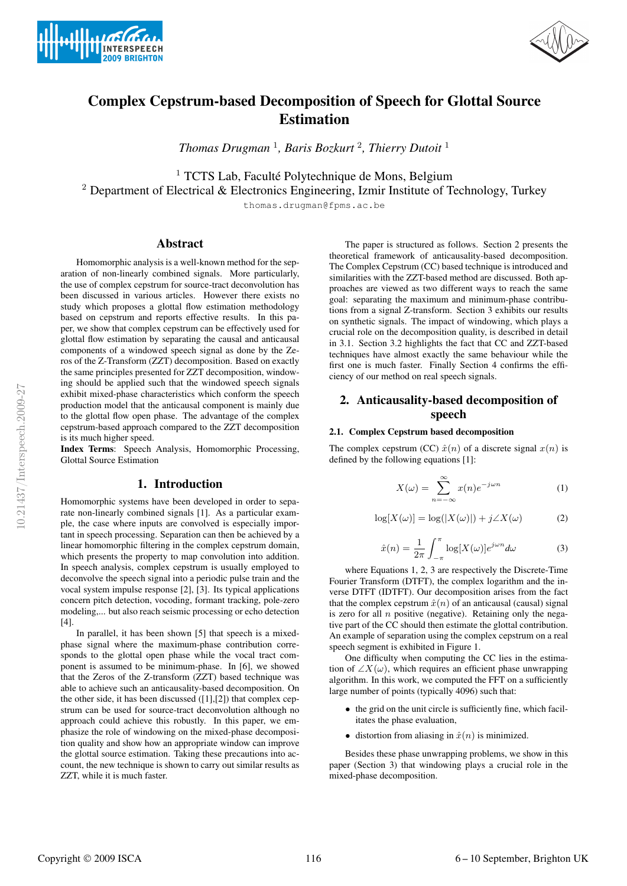# Complex Cepstrum-based Decomposition of Speech for Glottal Source Estimation

*Thomas Drugman [1], Baris Bozkurt [2], Thierry Dutoit [1]*

[1] TCTS Lab, Faculté Polytechnique de Mons, Belgium
[2] Department of Electrical & Electronics Engineering, Izmir Institute of Technology, Turkey

thomas.drugman@fpms.ac.be

## Abstract

Homomorphic analysis is a well-known method for the separation of non-linearly combined signals. More particularly, the use of complex cepstrum for source-tract deconvolution has been discussed in various articles. However there exists no study which proposes a glottal flow estimation methodology based on cepstrum and reports effective results. In this paper, we show that complex cepstrum can be effectively used for glottal flow estimation by separating the causal and anticausal components of a windowed speech signal as done by the Zeros of the Z-Transform (ZZT) decomposition. Based on exactly the same principles presented for ZZT decomposition, windowing should be applied such that the windowed speech signals exhibit mixed-phase characteristics which conform the speech production model that the anticausal component is mainly due to the glottal flow open phase. The advantage of the complex cepstrum-based approach compared to the ZZT decomposition is its much higher speed.

**Index Terms**: Speech Analysis, Homomorphic Processing, Glottal Source Estimation

## 1. Introduction

Homomorphic systems have been developed in order to separate non-linearly combined signals [1]. As a particular example, the case where inputs are convolved is especially important in speech processing. Separation can then be achieved by a linear homomorphic filtering in the complex cepstrum domain, which presents the property to map convolution into addition. In speech analysis, complex cepstrum is usually employed to deconvolve the speech signal into a periodic pulse train and the vocal system impulse response [2], [3]. Its typical applications concern pitch detection, vocoding, formant tracking, pole-zero modeling,... but also reach seismic processing or echo detection [4].

In parallel, it has been shown [5] that speech is a mixed-phase signal where the maximum-phase contribution corresponds to the glottal open phase while the vocal tract component is assumed to be minimum-phase. In [6], we showed that the Zeros of the Z-transform (ZZT) based technique was able to achieve such an anticausality-based decomposition. On the other side, it has been discussed ([1],[2]) that complex cepstrum can be used for source-tract deconvolution although no approach could achieve this robustly. In this paper, we emphasize the role of windowing on the mixed-phase decomposition quality and show how an appropriate window can improve the glottal source estimation. Taking these precautions into account, the new technique is shown to carry out similar results as ZZT, while it is much faster.

The paper is structured as follows. Section 2 presents the theoretical framework of anticausality-based decomposition. The Complex Cepstrum (CC) based technique is introduced and similarities with the ZZT-based method are discussed. Both approaches are viewed as two different ways to reach the same goal: separating the maximum and minimum-phase contributions from a signal Z-transform. Section 3 exhibits our results on synthetic signals. The impact of windowing, which plays a crucial role on the decomposition quality, is described in detail in 3.1. Section 3.2 highlights the fact that CC and ZZT-based techniques have almost exactly the same behaviour while the first one is much faster. Finally Section 4 confirms the efficiency of our method on real speech signals.

## 2. Anticausality-based decomposition of speech

### 2.1. Complex Cepstrum based decomposition

The complex cepstrum (CC) $\hat{x}(n)$ of a discrete signal $x(n)$ is defined by the following equations [1]:

$$X(\omega) = \sum_{n=-\infty}^{\infty} x(n)e^{-j\omega n} \tag{1}$$

$$\log[X(\omega)] = \log(|X(\omega)|) + j\angle X(\omega) \tag{2}$$

$$\hat{x}(n) = \frac{1}{2\pi}\int_{-\pi}^{\pi} \log[X(\omega)]e^{j\omega n}d\omega \tag{3}$$

where Equations 1, 2, 3 are respectively the Discrete-Time Fourier Transform (DTFT), the complex logarithm and the inverse DTFT (IDTFT). Our decomposition arises from the fact that the complex cepstrum $\hat{x}(n)$ of an anticausal (causal) signal is zero for all $n$ positive (negative). Retaining only the negative part of the CC should then estimate the glottal contribution. An example of separation using the complex cepstrum on a real speech segment is exhibited in Figure 1.

One difficulty when computing the CC lies in the estimation of $\angle X(\omega)$, which requires an efficient phase unwrapping algorithm. In this work, we computed the FFT on a sufficiently large number of points (typically 4096) such that:

- the grid on the unit circle is sufficiently fine, which facilitates the phase evaluation,
- distortion from aliasing in $\hat{x}(n)$ is minimized.

Besides these phase unwrapping problems, we show in this paper (Section 3) that windowing plays a crucial role in the mixed-phase decomposition.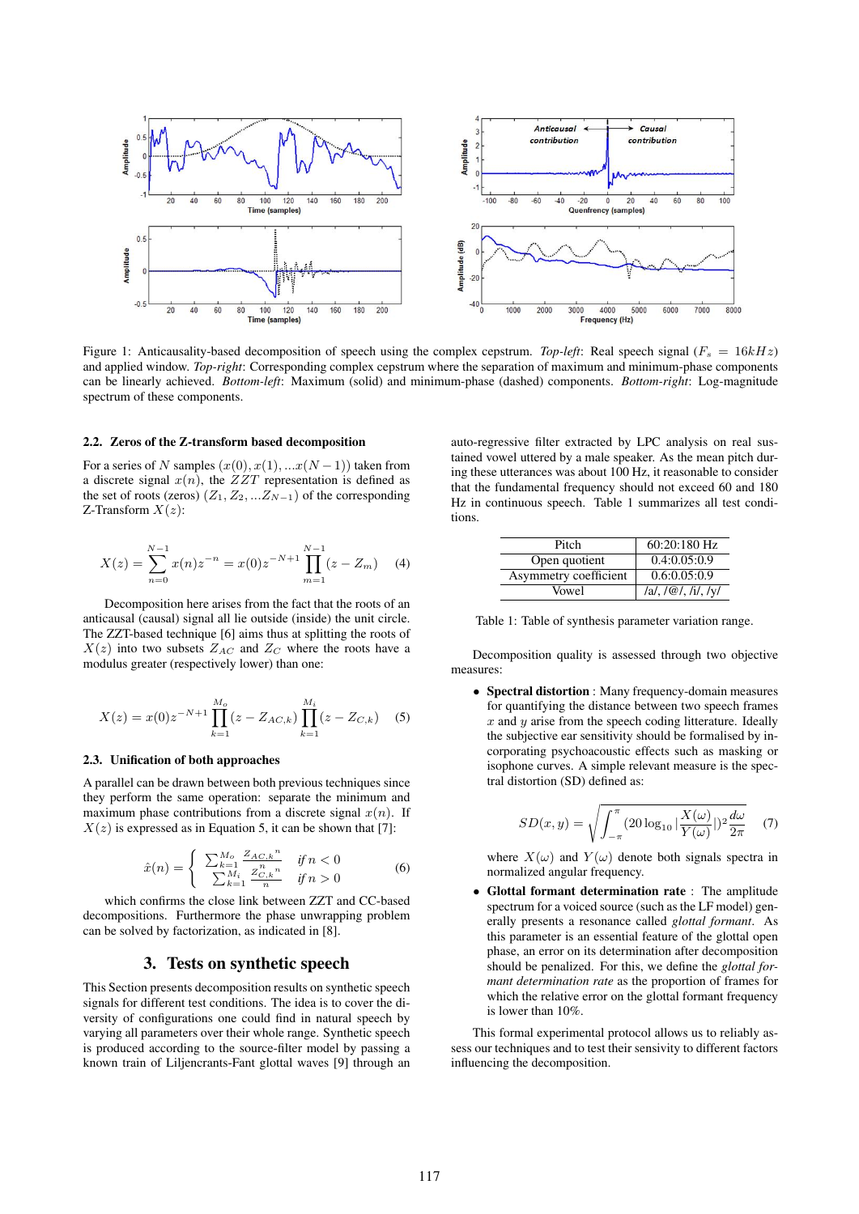Figure 1: Anticausality-based decomposition of speech using the complex cepstrum. *Top-left*: Real speech signal ($F_s = 16kHz$) and applied window. *Top-right*: Corresponding complex cepstrum where the separation of maximum and minimum-phase components can be linearly achieved. *Bottom-left*: Maximum (solid) and minimum-phase (dashed) components. *Bottom-right*: Log-magnitude spectrum of these components.

### 2.2. Zeros of the Z-transform based decomposition

For a series of $N$ samples $(x(0), x(1), ...x(N-1))$ taken from a discrete signal $x(n)$, the $ZZT$ representation is defined as the set of roots (zeros) $(Z_1, Z_2, ...Z_{N-1})$ of the corresponding Z-Transform $X(z)$:

$$X(z) = \sum_{n=0}^{N-1} x(n)z^{-n} = x(0)z^{-N+1} \prod_{m=1}^{N-1}(z - Z_m) \quad (4)$$

Decomposition here arises from the fact that the roots of an anticausal (causal) signal all lie outside (inside) the unit circle. The ZZT-based technique [6] aims thus at splitting the roots of $X(z)$ into two subsets $Z_{AC}$ and $Z_C$ where the roots have a modulus greater (respectively lower) than one:

$$X(z) = x(0)z^{-N+1} \prod_{k=1}^{M_o}(z - Z_{AC,k}) \prod_{k=1}^{M_i}(z - Z_{C,k}) \quad (5)$$

### 2.3. Unification of both approaches

A parallel can be drawn between both previous techniques since they perform the same operation: separate the minimum and maximum phase contributions from a discrete signal $x(n)$. If $X(z)$ is expressed as in Equation 5, it can be shown that [7]:

$$\hat{x}(n) = \begin{cases} \sum_{k=1}^{M_o} \frac{Z_{AC,k}{}^n}{n} & \text{if } n < 0 \\ \sum_{k=1}^{M_i} \frac{Z_{C,k}{}^n}{n} & \text{if } n > 0 \end{cases} \quad (6)$$

which confirms the close link between ZZT and CC-based decompositions. Furthermore the phase unwrapping problem can be solved by factorization, as indicated in [8].

## 3. Tests on synthetic speech

This Section presents decomposition results on synthetic speech signals for different test conditions. The idea is to cover the diversity of configurations one could find in natural speech by varying all parameters over their whole range. Synthetic speech is produced according to the source-filter model by passing a known train of Liljencrants-Fant glottal waves [9] through an auto-regressive filter extracted by LPC analysis on real sustained vowel uttered by a male speaker. As the mean pitch during these utterances was about 100 Hz, it reasonable to consider that the fundamental frequency should not exceed 60 and 180 Hz in continuous speech. Table 1 summarizes all test conditions.

| Pitch | 60:20:180 Hz |
|---|---|
| Open quotient | 0.4:0.05:0.9 |
| Asymmetry coefficient | 0.6:0.05:0.9 |
| Vowel | /a/, /@/, /i/, /y/ |

Table 1: Table of synthesis parameter variation range.

Decomposition quality is assessed through two objective measures:

- **Spectral distortion** : Many frequency-domain measures for quantifying the distance between two speech frames $x$ and $y$ arise from the speech coding litterature. Ideally the subjective ear sensitivity should be formalised by incorporating psychoacoustic effects such as masking or isophone curves. A simple relevant measure is the spectral distortion (SD) defined as:

$$SD(x,y) = \sqrt{\int_{-\pi}^{\pi} (20\log_{10}|\frac{X(\omega)}{Y(\omega)}|)^2 \frac{d\omega}{2\pi}} \quad (7)$$

  where $X(\omega)$ and $Y(\omega)$ denote both signals spectra in normalized angular frequency.

- **Glottal formant determination rate** : The amplitude spectrum for a voiced source (such as the LF model) generally presents a resonance called *glottal formant*. As this parameter is an essential feature of the glottal open phase, an error on its determination after decomposition should be penalized. For this, we define the *glottal formant determination rate* as the proportion of frames for which the relative error on the glottal formant frequency is lower than 10%.

This formal experimental protocol allows us to reliably assess our techniques and to test their sensivity to different factors influencing the decomposition.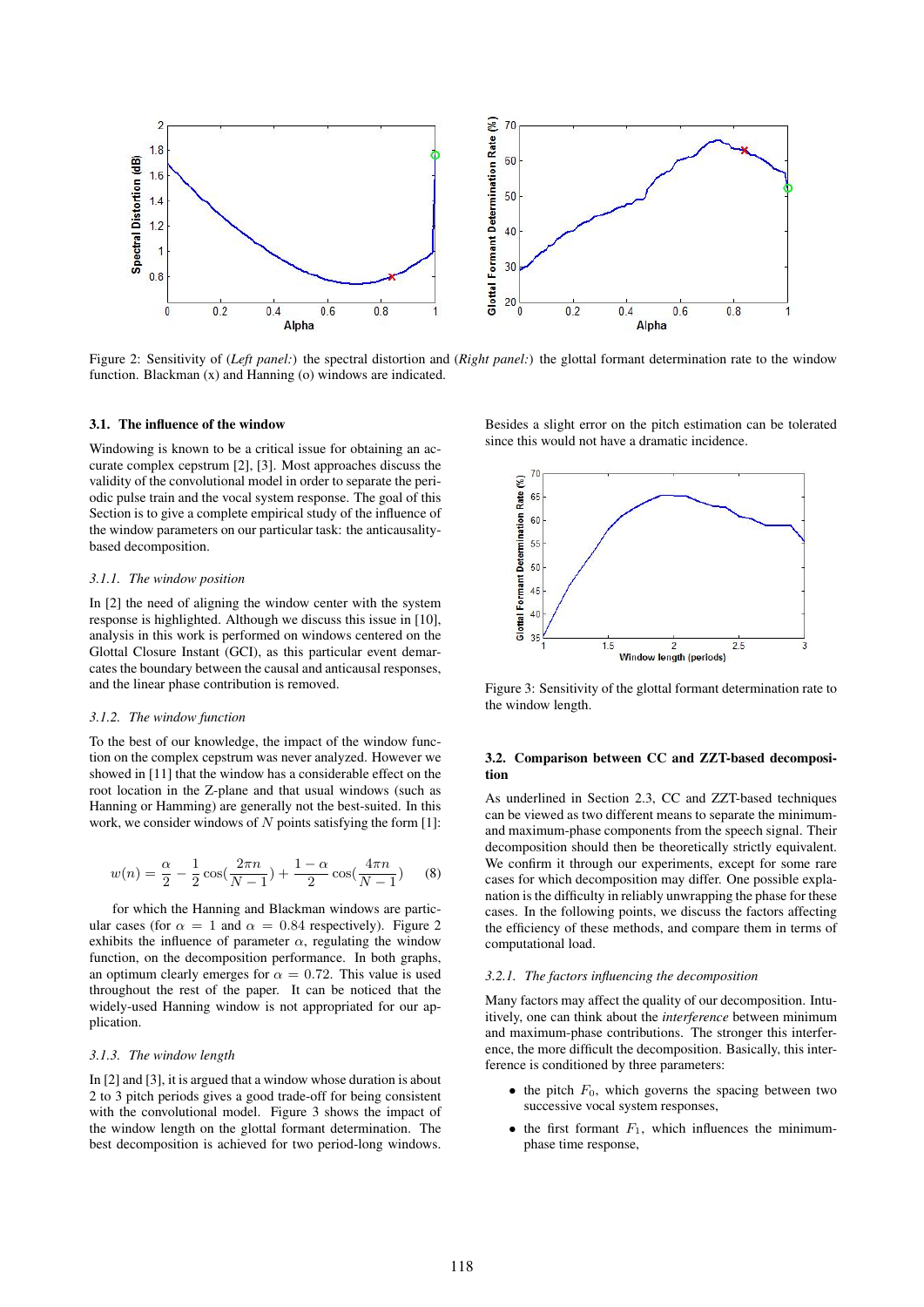Figure 2: Sensitivity of (*Left panel:*) the spectral distortion and (*Right panel:*) the glottal formant determination rate to the window function. Blackman (x) and Hanning (o) windows are indicated.

### 3.1. The influence of the window

Windowing is known to be a critical issue for obtaining an accurate complex cepstrum [2], [3]. Most approaches discuss the validity of the convolutional model in order to separate the periodic pulse train and the vocal system response. The goal of this Section is to give a complete empirical study of the influence of the window parameters on our particular task: the anticausality-based decomposition.

#### 3.1.1. The window position

In [2] the need of aligning the window center with the system response is highlighted. Although we discuss this issue in [10], analysis in this work is performed on windows centered on the Glottal Closure Instant (GCI), as this particular event demarcates the boundary between the causal and anticausal responses, and the linear phase contribution is removed.

#### 3.1.2. The window function

To the best of our knowledge, the impact of the window function on the complex cepstrum was never analyzed. However we showed in [11] that the window has a considerable effect on the root location in the Z-plane and that usual windows (such as Hanning or Hamming) are generally not the best-suited. In this work, we consider windows of $N$ points satisfying the form [1]:

$$w(n) = \frac{\alpha}{2} - \frac{1}{2}\cos(\frac{2\pi n}{N-1}) + \frac{1-\alpha}{2}\cos(\frac{4\pi n}{N-1}) \quad (8)$$

for which the Hanning and Blackman windows are particular cases (for $\alpha = 1$ and $\alpha = 0.84$ respectively). Figure 2 exhibits the influence of parameter $\alpha$, regulating the window function, on the decomposition performance. In both graphs, an optimum clearly emerges for $\alpha = 0.72$. This value is used throughout the rest of the paper. It can be noticed that the widely-used Hanning window is not appropriated for our application.

#### 3.1.3. The window length

In [2] and [3], it is argued that a window whose duration is about 2 to 3 pitch periods gives a good trade-off for being consistent with the convolutional model. Figure 3 shows the impact of the window length on the glottal formant determination. The best decomposition is achieved for two period-long windows. Besides a slight error on the pitch estimation can be tolerated since this would not have a dramatic incidence.

Figure 3: Sensitivity of the glottal formant determination rate to the window length.

### 3.2. Comparison between CC and ZZT-based decomposition

As underlined in Section 2.3, CC and ZZT-based techniques can be viewed as two different means to separate the minimum- and maximum-phase components from the speech signal. Their decomposition should then be theoretically strictly equivalent. We confirm it through our experiments, except for some rare cases for which decomposition may differ. One possible explanation is the difficulty in reliably unwrapping the phase for these cases. In the following points, we discuss the factors affecting the efficiency of these methods, and compare them in terms of computational load.

#### 3.2.1. The factors influencing the decomposition

Many factors may affect the quality of our decomposition. Intuitively, one can think about the *interference* between minimum and maximum-phase contributions. The stronger this interference, the more difficult the decomposition. Basically, this interference is conditioned by three parameters:

- the pitch $F_0$, which governs the spacing between two successive vocal system responses,
- the first formant $F_1$, which influences the minimum-phase time response,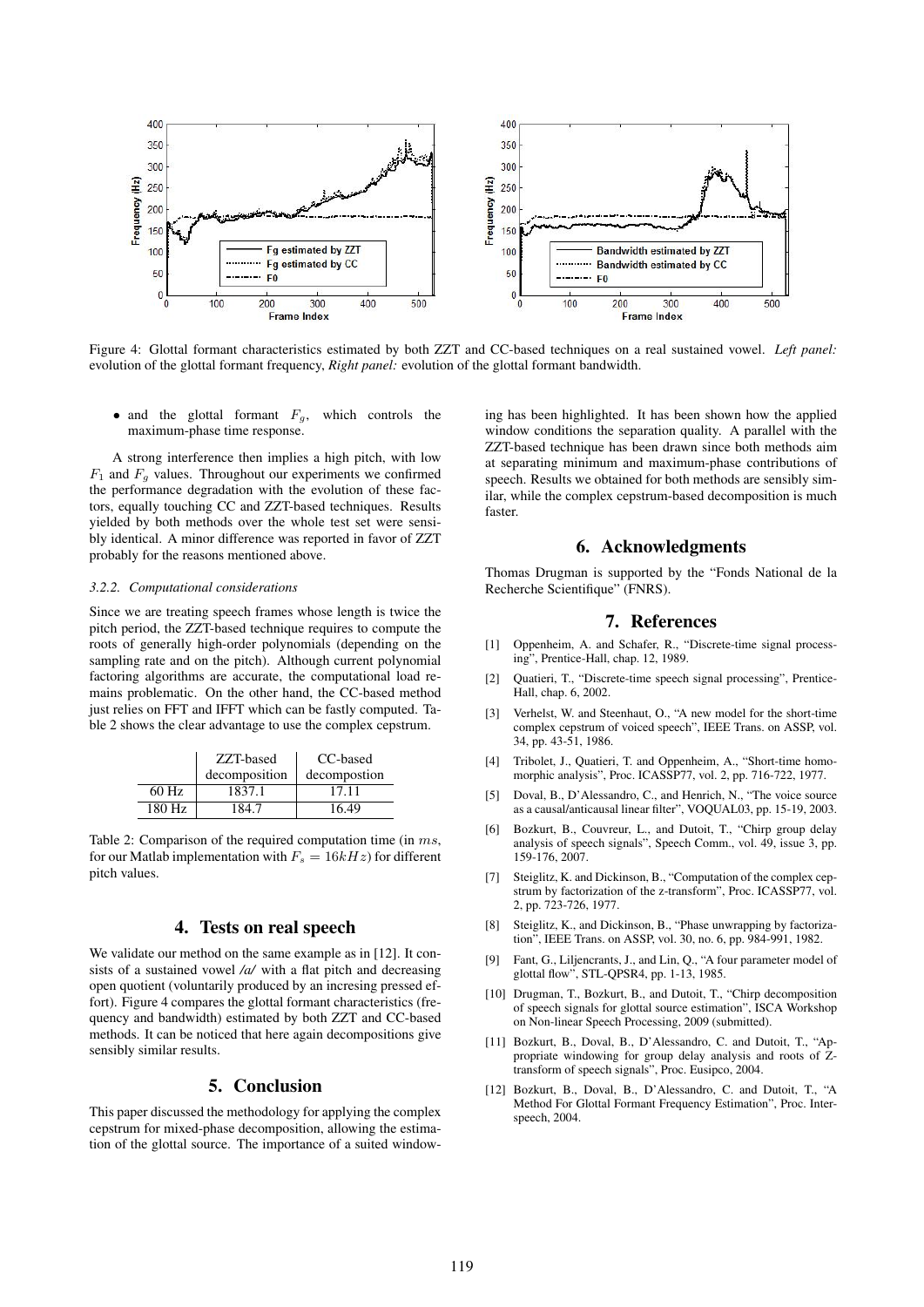400
350
300
250
200
150
100
50
0
Frequency (Hz)
0 100 200 300 400 500
Frame Index
Fg estimated by ZZT
Fg estimated by CC
F0

400
350
300
250
200
150
100
50
0
Frequency (Hz)
0 100 200 300 400 500
Frame Index
Bandwidth estimated by ZZT
Bandwidth estimated by CC
F0

Figure 4: Glottal formant characteristics estimated by both ZZT and CC-based techniques on a real sustained vowel. *Left panel:* evolution of the glottal formant frequency, *Right panel:* evolution of the glottal formant bandwidth.

- and the glottal formant $F_g$, which controls the maximum-phase time response.

A strong interference then implies a high pitch, with low $F_1$ and $F_g$ values. Throughout our experiments we confirmed the performance degradation with the evolution of these factors, equally touching CC and ZZT-based techniques. Results yielded by both methods over the whole test set were sensibly identical. A minor difference was reported in favor of ZZT probably for the reasons mentioned above.

#### 3.2.2. Computational considerations

Since we are treating speech frames whose length is twice the pitch period, the ZZT-based technique requires to compute the roots of generally high-order polynomials (depending on the sampling rate and on the pitch). Although current polynomial factoring algorithms are accurate, the computational load remains problematic. On the other hand, the CC-based method just relies on FFT and IFFT which can be fastly computed. Table 2 shows the clear advantage to use the complex cepstrum.

| | ZZT-based decomposition | CC-based decompostion |
|---|---|---|
| 60 Hz | 1837.1 | 17.11 |
| 180 Hz | 184.7 | 16.49 |

Table 2: Comparison of the required computation time (in $ms$, for our Matlab implementation with $F_s = 16kHz$) for different pitch values.

## 4. Tests on real speech

We validate our method on the same example as in [12]. It consists of a sustained vowel /a/ with a flat pitch and decreasing open quotient (voluntarily produced by an incresing pressed effort). Figure 4 compares the glottal formant characteristics (frequency and bandwidth) estimated by both ZZT and CC-based methods. It can be noticed that here again decompositions give sensibly similar results.

## 5. Conclusion

This paper discussed the methodology for applying the complex cepstrum for mixed-phase decomposition, allowing the estimation of the glottal source. The importance of a suited windowing has been highlighted. It has been shown how the applied window conditions the separation quality. A parallel with the ZZT-based technique has been drawn since both methods aim at separating minimum and maximum-phase contributions of speech. Results we obtained for both methods are sensibly similar, while the complex cepstrum-based decomposition is much faster.

## 6. Acknowledgments

Thomas Drugman is supported by the "Fonds National de la Recherche Scientifique" (FNRS).

## 7. References

[1] Oppenheim, A. and Schafer, R., "Discrete-time signal processing", Prentice-Hall, chap. 12, 1989.

[2] Quatieri, T., "Discrete-time speech signal processing", Prentice-Hall, chap. 6, 2002.

[3] Verhelst, W. and Steenhaut, O., "A new model for the short-time complex cepstrum of voiced speech", IEEE Trans. on ASSP, vol. 34, pp. 43-51, 1986.

[4] Tribolet, J., Quatieri, T. and Oppenheim, A., "Short-time homomorphic analysis", Proc. ICASSP77, vol. 2, pp. 716-722, 1977.

[5] Doval, B., D'Alessandro, C., and Henrich, N., "The voice source as a causal/anticausal linear filter", VOQUAL03, pp. 15-19, 2003.

[6] Bozkurt, B., Couvreur, L., and Dutoit, T., "Chirp group delay analysis of speech signals", Speech Comm., vol. 49, issue 3, pp. 159-176, 2007.

[7] Steiglitz, K. and Dickinson, B., "Computation of the complex cepstrum by factorization of the z-transform", Proc. ICASSP77, vol. 2, pp. 723-726, 1977.

[8] Steiglitz, K., and Dickinson, B., "Phase unwrapping by factorization", IEEE Trans. on ASSP, vol. 30, no. 6, pp. 984-991, 1982.

[9] Fant, G., Liljencrants, J., and Lin, Q., "A four parameter model of glottal flow", STL-QPSR4, pp. 1-13, 1985.

[10] Drugman, T., Bozkurt, B., and Dutoit, T., "Chirp decomposition of speech signals for glottal source estimation", ISCA Workshop on Non-linear Speech Processing, 2009 (submitted).

[11] Bozkurt, B., Doval, B., D'Alessandro, C. and Dutoit, T., "Appropriate windowing for group delay analysis and roots of Z-transform of speech signals", Proc. Eusipco, 2004.

[12] Bozkurt, B., Doval, B., D'Alessandro, C. and Dutoit, T., "A Method For Glottal Formant Frequency Estimation", Proc. Interspeech, 2004.